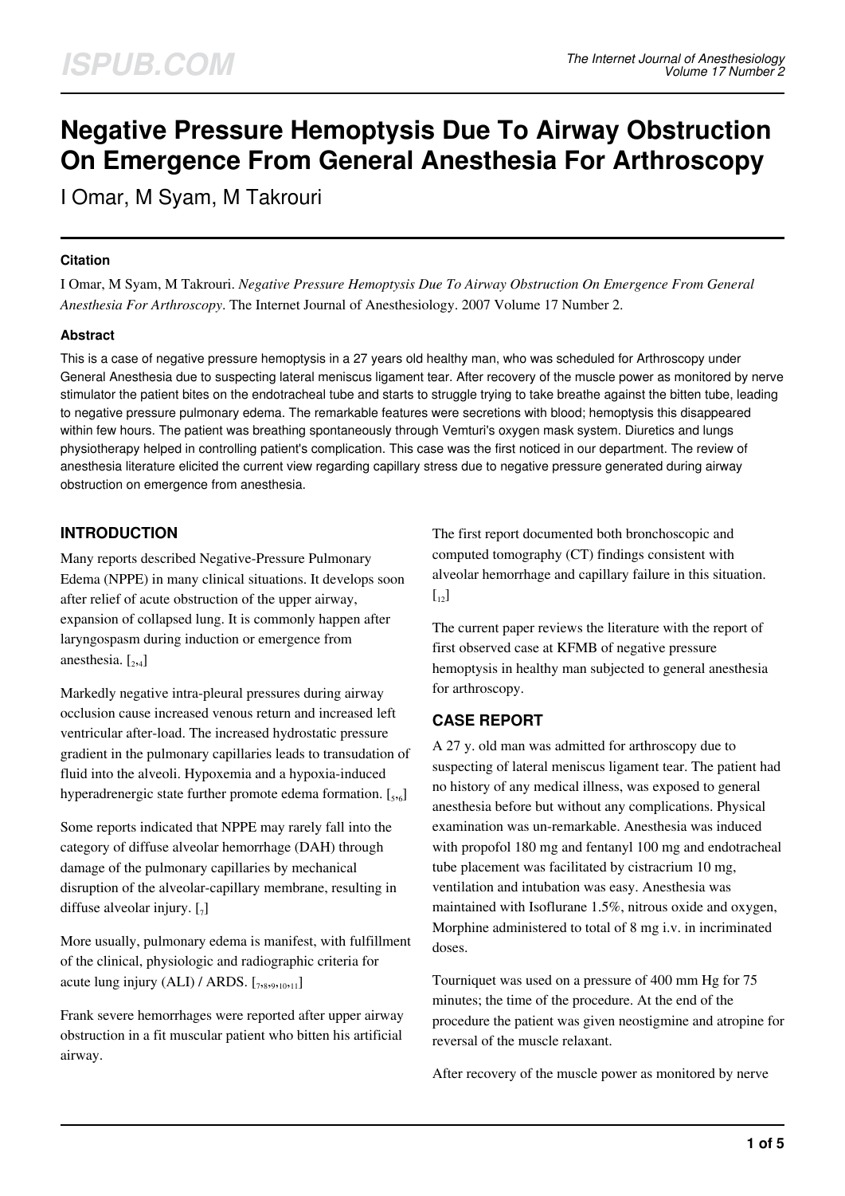# Negative Pressure Hemoptysis Due To Airway Obstruction On Emergence From General Anesthesia For Arthroscopy

I Omar, M Syam, M Takrouri

### Citation

I Omar, M Syam, M Takrouri. *Negative Pressure Hemoptysis Due To Airway Obstruction On Emergence From General Anesthesia For Arthroscopy*. The Internet Journal of Anesthesiology. 2007 Volume 17 Number 2.

### Abstract

This is a case of negative pressure hemoptysis in a 27 years old healthy man, who was scheduled for Arthroscopy under General Anesthesia due to suspecting lateral meniscus ligament tear. After recovery of the muscle power as monitored by nerve stimulator the patient bites on the endotracheal tube and starts to struggle trying to take breathe against the bitten tube, leading to negative pressure pulmonary edema. The remarkable features were secretions with blood; hemoptysis this disappeared within few hours. The patient was breathing spontaneously through Vemturi's oxygen mask system. Diuretics and lungs physiotherapy helped in controlling patient's complication. This case was the first noticed in our department. The review of anesthesia literature elicited the current view regarding capillary stress due to negative pressure generated during airway obstruction on emergence from anesthesia.

## INTRODUCTION

Many reports described Negative-Pressure Pulmonary Edema (NPPE) in many clinical situations. It develops soon after relief of acute obstruction of the upper airway, expansion of collapsed lung. It is commonly happen after laryngospasm during induction or emergence from anesthesia. [2,4]

Markedly negative intra-pleural pressures during airway occlusion cause increased venous return and increased left ventricular after-load. The increased hydrostatic pressure gradient in the pulmonary capillaries leads to transudation of fluid into the alveoli. Hypoxemia and a hypoxia-induced hyperadrenergic state further promote edema formation. [5,6]

Some reports indicated that NPPE may rarely fall into the category of diffuse alveolar hemorrhage (DAH) through damage of the pulmonary capillaries by mechanical disruption of the alveolar-capillary membrane, resulting in diffuse alveolar injury. [7]

More usually, pulmonary edema is manifest, with fulfillment of the clinical, physiologic and radiographic criteria for acute lung injury (ALI) / ARDS. [7,8,9,10,11]

Frank severe hemorrhages were reported after upper airway obstruction in a fit muscular patient who bitten his artificial airway.

The first report documented both bronchoscopic and computed tomography (CT) findings consistent with alveolar hemorrhage and capillary failure in this situation. [12]

The current paper reviews the literature with the report of first observed case at KFMB of negative pressure hemoptysis in healthy man subjected to general anesthesia for arthroscopy.

## CASE REPORT

A 27 y. old man was admitted for arthroscopy due to suspecting of lateral meniscus ligament tear. The patient had no history of any medical illness, was exposed to general anesthesia before but without any complications. Physical examination was un-remarkable. Anesthesia was induced with propofol 180 mg and fentanyl 100 mg and endotracheal tube placement was facilitated by cistracrium 10 mg, ventilation and intubation was easy. Anesthesia was maintained with Isoflurane 1.5%, nitrous oxide and oxygen, Morphine administered to total of 8 mg i.v. in incriminated doses.

Tourniquet was used on a pressure of 400 mm Hg for 75 minutes; the time of the procedure. At the end of the procedure the patient was given neostigmine and atropine for reversal of the muscle relaxant.

After recovery of the muscle power as monitored by nerve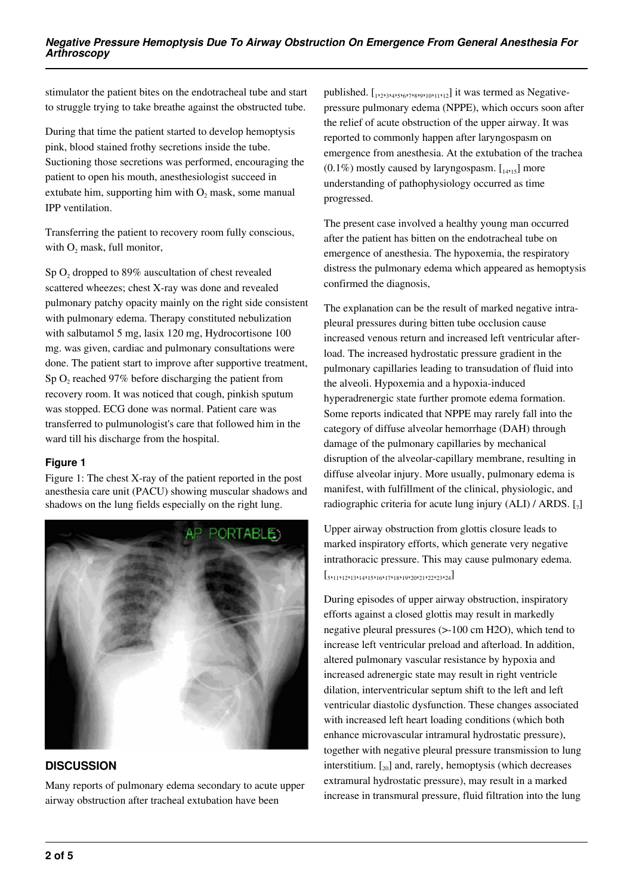stimulator the patient bites on the endotracheal tube and start to struggle trying to take breathe against the obstructed tube.

During that time the patient started to develop hemoptysis pink, blood stained frothy secretions inside the tube. Suctioning those secretions was performed, encouraging the patient to open his mouth, anesthesiologist succeed in extubate him, supporting him with $O_2$ mask, some manual IPP ventilation.

Transferring the patient to recovery room fully conscious, with $O_2$ mask, full monitor,

Sp $O_2$ dropped to 89% auscultation of chest revealed scattered wheezes; chest X-ray was done and revealed pulmonary patchy opacity mainly on the right side consistent with pulmonary edema. Therapy constituted nebulization with salbutamol 5 mg, lasix 120 mg, Hydrocortisone 100 mg. was given, cardiac and pulmonary consultations were done. The patient start to improve after supportive treatment, Sp $O_2$ reached 97% before discharging the patient from recovery room. It was noticed that cough, pinkish sputum was stopped. ECG done was normal. Patient care was transferred to pulmunologist's care that followed him in the ward till his discharge from the hospital.

### Figure 1

Figure 1: The chest X-ray of the patient reported in the post anesthesia care unit (PACU) showing muscular shadows and shadows on the lung fields especially on the right lung.

## DISCUSSION

Many reports of pulmonary edema secondary to acute upper airway obstruction after tracheal extubation have been published. [1,2,3,4,5,6,7,8,9,10,11,12] it was termed as Negative-pressure pulmonary edema (NPPE), which occurs soon after the relief of acute obstruction of the upper airway. It was reported to commonly happen after laryngospasm on emergence from anesthesia. At the extubation of the trachea (0.1%) mostly caused by laryngospasm. [14,15] more understanding of pathophysiology occurred as time progressed.

The present case involved a healthy young man occurred after the patient has bitten on the endotracheal tube on emergence of anesthesia. The hypoxemia, the respiratory distress the pulmonary edema which appeared as hemoptysis confirmed the diagnosis,

The explanation can be the result of marked negative intra-pleural pressures during bitten tube occlusion cause increased venous return and increased left ventricular after-load. The increased hydrostatic pressure gradient in the pulmonary capillaries leading to transudation of fluid into the alveoli. Hypoxemia and a hypoxia-induced hyperadrenergic state further promote edema formation. Some reports indicated that NPPE may rarely fall into the category of diffuse alveolar hemorrhage (DAH) through damage of the pulmonary capillaries by mechanical disruption of the alveolar-capillary membrane, resulting in diffuse alveolar injury. More usually, pulmonary edema is manifest, with fulfillment of the clinical, physiologic, and radiographic criteria for acute lung injury (ALI) / ARDS. [7]

Upper airway obstruction from glottis closure leads to marked inspiratory efforts, which generate very negative intrathoracic pressure. This may cause pulmonary edema. [5,11,12,13,14,15,16,17,18,19,20,21,22,23,24]

During episodes of upper airway obstruction, inspiratory efforts against a closed glottis may result in markedly negative pleural pressures (>-100 cm H2O), which tend to increase left ventricular preload and afterload. In addition, altered pulmonary vascular resistance by hypoxia and increased adrenergic state may result in right ventricle dilation, interventricular septum shift to the left and left ventricular diastolic dysfunction. These changes associated with increased left heart loading conditions (which both enhance microvascular intramural hydrostatic pressure), together with negative pleural pressure transmission to lung interstitium. [20] and, rarely, hemoptysis (which decreases extramural hydrostatic pressure), may result in a marked increase in transmural pressure, fluid filtration into the lung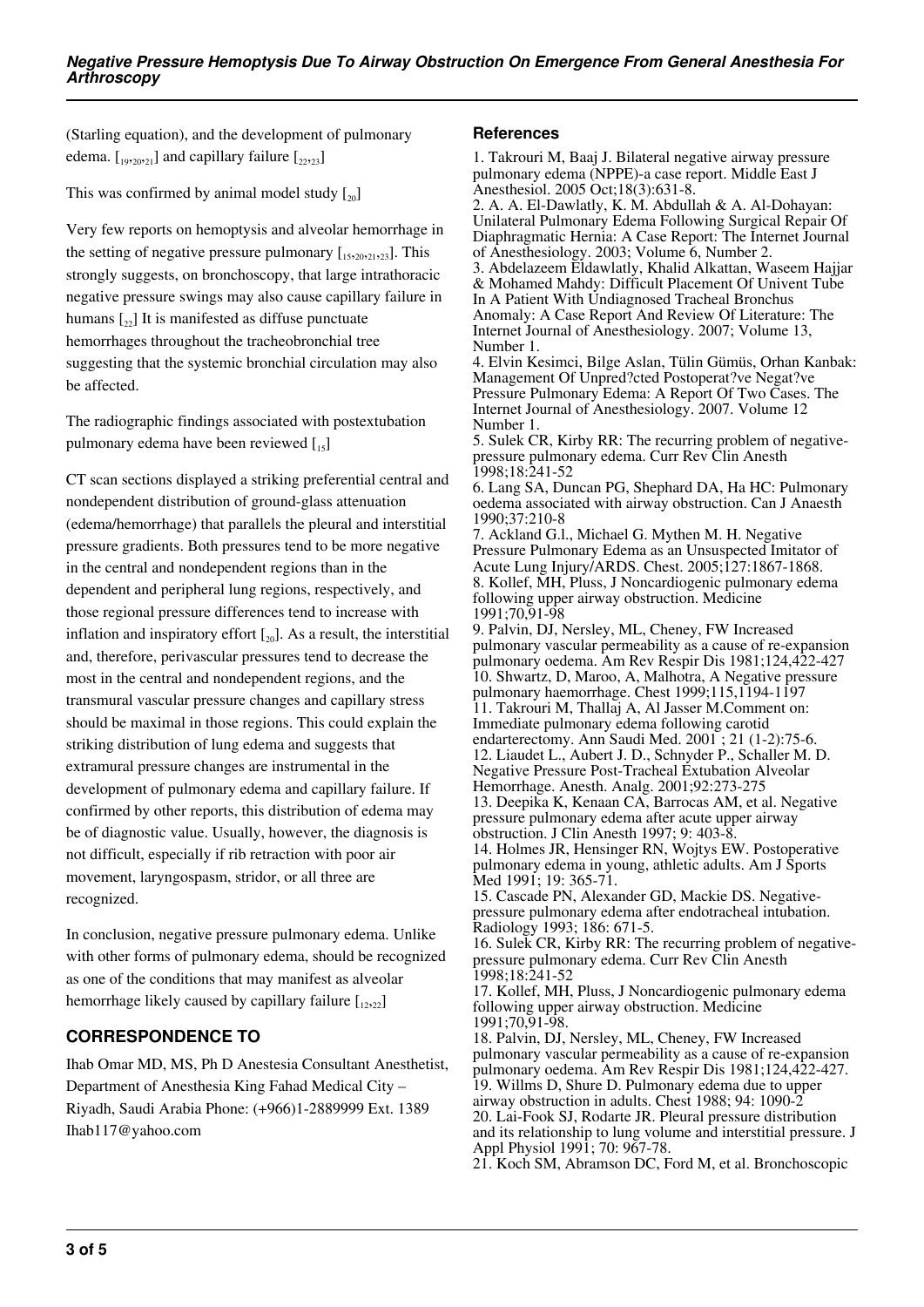(Starling equation), and the development of pulmonary edema. [19,20,21] and capillary failure [22,23]

This was confirmed by animal model study [20]

Very few reports on hemoptysis and alveolar hemorrhage in the setting of negative pressure pulmonary [15,20,21,23]. This strongly suggests, on bronchoscopy, that large intrathoracic negative pressure swings may also cause capillary failure in humans [22] It is manifested as diffuse punctuate hemorrhages throughout the tracheobronchial tree suggesting that the systemic bronchial circulation may also be affected.

The radiographic findings associated with postextubation pulmonary edema have been reviewed [15]

CT scan sections displayed a striking preferential central and nondependent distribution of ground-glass attenuation (edema/hemorrhage) that parallels the pleural and interstitial pressure gradients. Both pressures tend to be more negative in the central and nondependent regions than in the dependent and peripheral lung regions, respectively, and those regional pressure differences tend to increase with inflation and inspiratory effort [20]. As a result, the interstitial and, therefore, perivascular pressures tend to decrease the most in the central and nondependent regions, and the transmural vascular pressure changes and capillary stress should be maximal in those regions. This could explain the striking distribution of lung edema and suggests that extramural pressure changes are instrumental in the development of pulmonary edema and capillary failure. If confirmed by other reports, this distribution of edema may be of diagnostic value. Usually, however, the diagnosis is not difficult, especially if rib retraction with poor air movement, laryngospasm, stridor, or all three are recognized.

In conclusion, negative pressure pulmonary edema. Unlike with other forms of pulmonary edema, should be recognized as one of the conditions that may manifest as alveolar hemorrhage likely caused by capillary failure [12,22]

## CORRESPONDENCE TO

Ihab Omar MD, MS, Ph D Anestesia Consultant Anesthetist, Department of Anesthesia King Fahad Medical City – Riyadh, Saudi Arabia Phone: (+966)1-2889999 Ext. 1389 Ihab117@yahoo.com

## References

1. Takrouri M, Baaj J. Bilateral negative airway pressure pulmonary edema (NPPE)-a case report. Middle East J Anesthesiol. 2005 Oct;18(3):631-8.
2. A. A. El-Dawlatly, K. M. Abdullah & A. Al-Dohayan: Unilateral Pulmonary Edema Following Surgical Repair Of Diaphragmatic Hernia: A Case Report: The Internet Journal of Anesthesiology. 2003; Volume 6, Number 2.
3. Abdelazeem Eldawlatly, Khalid Alkattan, Waseem Hajjar & Mohamed Mahdy: Difficult Placement Of Univent Tube In A Patient With Undiagnosed Tracheal Bronchus Anomaly: A Case Report And Review Of Literature: The Internet Journal of Anesthesiology. 2007; Volume 13, Number 1.
4. Elvin Kesimci, Bilge Aslan, Tülin Gümüs, Orhan Kanbak: Management Of Unpred?cted Postoperat?ve Negat?ve Pressure Pulmonary Edema: A Report Of Two Cases. The Internet Journal of Anesthesiology. 2007. Volume 12 Number 1.
5. Sulek CR, Kirby RR: The recurring problem of negative-pressure pulmonary edema. Curr Rev Clin Anesth 1998;18:241-52
6. Lang SA, Duncan PG, Shephard DA, Ha HC: Pulmonary oedema associated with airway obstruction. Can J Anaesth 1990;37:210-8
7. Ackland G.l., Michael G. Mythen M. H. Negative Pressure Pulmonary Edema as an Unsuspected Imitator of Acute Lung Injury/ARDS. Chest. 2005;127:1867-1868.
8. Kollef, MH, Pluss, J Noncardiogenic pulmonary edema following upper airway obstruction. Medicine 1991;70,91-98
9. Palvin, DJ, Nersley, ML, Cheney, FW Increased pulmonary vascular permeability as a cause of re-expansion pulmonary oedema. Am Rev Respir Dis 1981;124,422-427
10. Shwartz, D, Maroo, A, Malhotra, A Negative pressure pulmonary haemorrhage. Chest 1999;115,1194-1197
11. Takrouri M, Thallaj A, Al Jasser M.Comment on: Immediate pulmonary edema following carotid endarterectomy. Ann Saudi Med. 2001 ; 21 (1-2):75-6.
12. Liaudet L., Aubert J. D., Schnyder P., Schaller M. D. Negative Pressure Post-Tracheal Extubation Alveolar Hemorrhage. Anesth. Analg. 2001;92:273-275
13. Deepika K, Kenaan CA, Barrocas AM, et al. Negative pressure pulmonary edema after acute upper airway obstruction. J Clin Anesth 1997; 9: 403-8.
14. Holmes JR, Hensinger RN, Wojtys EW. Postoperative pulmonary edema in young, athletic adults. Am J Sports Med 1991; 19: 365-71.
15. Cascade PN, Alexander GD, Mackie DS. Negative-pressure pulmonary edema after endotracheal intubation. Radiology 1993; 186: 671-5.
16. Sulek CR, Kirby RR: The recurring problem of negative-pressure pulmonary edema. Curr Rev Clin Anesth 1998;18:241-52
17. Kollef, MH, Pluss, J Noncardiogenic pulmonary edema following upper airway obstruction. Medicine 1991;70,91-98.
18. Palvin, DJ, Nersley, ML, Cheney, FW Increased pulmonary vascular permeability as a cause of re-expansion pulmonary oedema. Am Rev Respir Dis 1981;124,422-427.
19. Willms D, Shure D. Pulmonary edema due to upper airway obstruction in adults. Chest 1988; 94: 1090-2
20. Lai-Fook SJ, Rodarte JR. Pleural pressure distribution and its relationship to lung volume and interstitial pressure. J Appl Physiol 1991; 70: 967-78.
21. Koch SM, Abramson DC, Ford M, et al. Bronchoscopic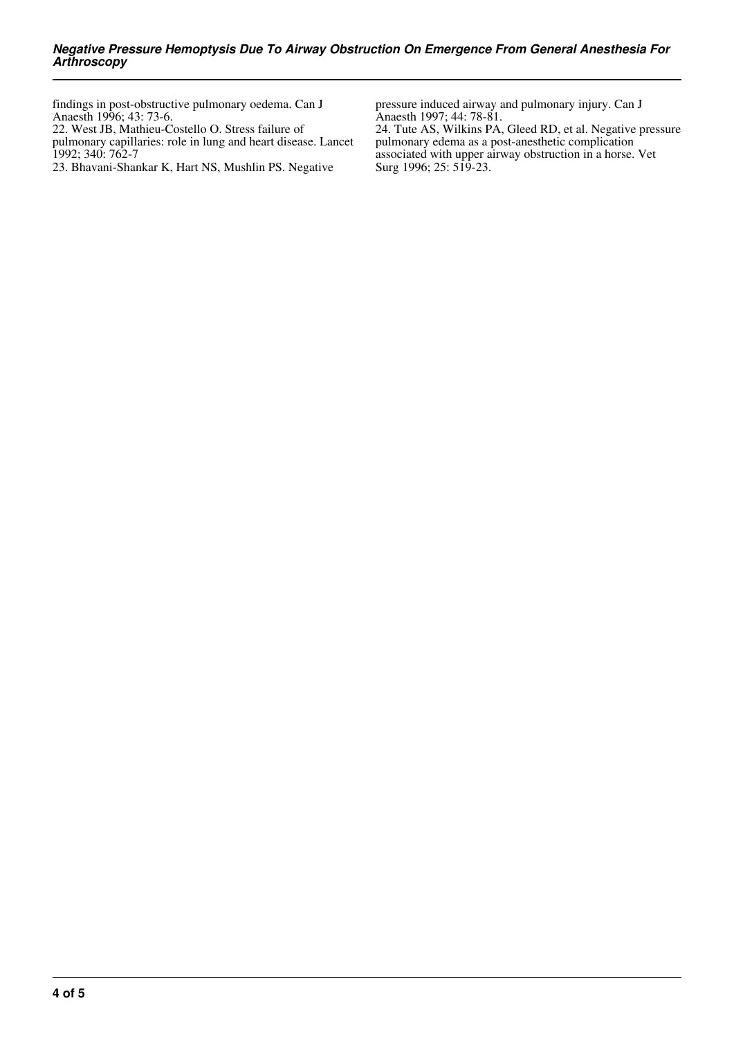findings in post-obstructive pulmonary oedema. Can J Anaesth 1996; 43: 73-6.

22. West JB, Mathieu-Costello O. Stress failure of pulmonary capillaries: role in lung and heart disease. Lancet 1992; 340: 762-7

23. Bhavani-Shankar K, Hart NS, Mushlin PS. Negative pressure induced airway and pulmonary injury. Can J Anaesth 1997; 44: 78-81.

24. Tute AS, Wilkins PA, Gleed RD, et al. Negative pressure pulmonary edema as a post-anesthetic complication associated with upper airway obstruction in a horse. Vet Surg 1996; 25: 519-23.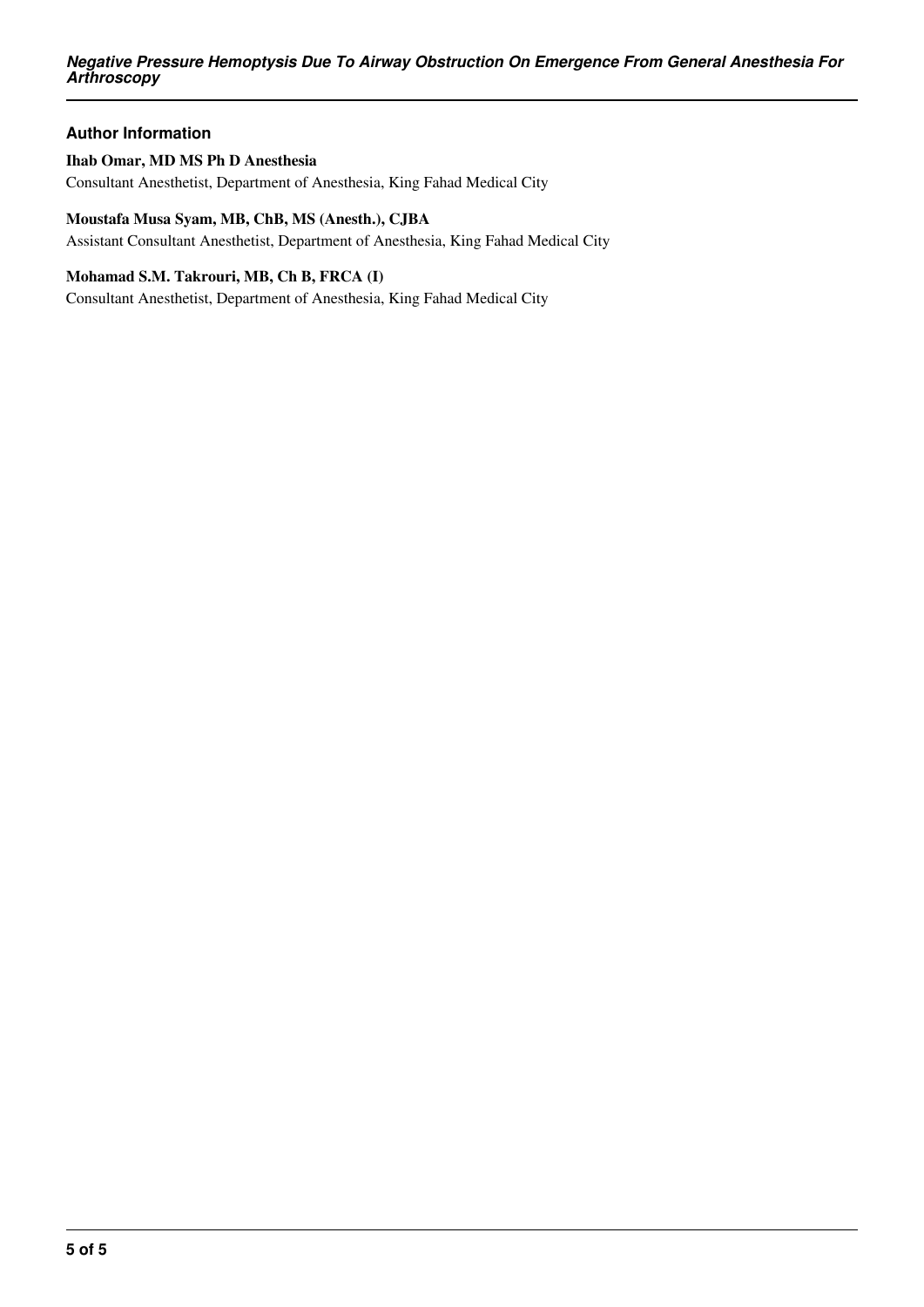## Author Information

**Ihab Omar, MD MS Ph D Anesthesia**
Consultant Anesthetist, Department of Anesthesia, King Fahad Medical City

**Moustafa Musa Syam, MB, ChB, MS (Anesth.), CJBA**
Assistant Consultant Anesthetist, Department of Anesthesia, King Fahad Medical City

**Mohamad S.M. Takrouri, MB, Ch B, FRCA (I)**
Consultant Anesthetist, Department of Anesthesia, King Fahad Medical City